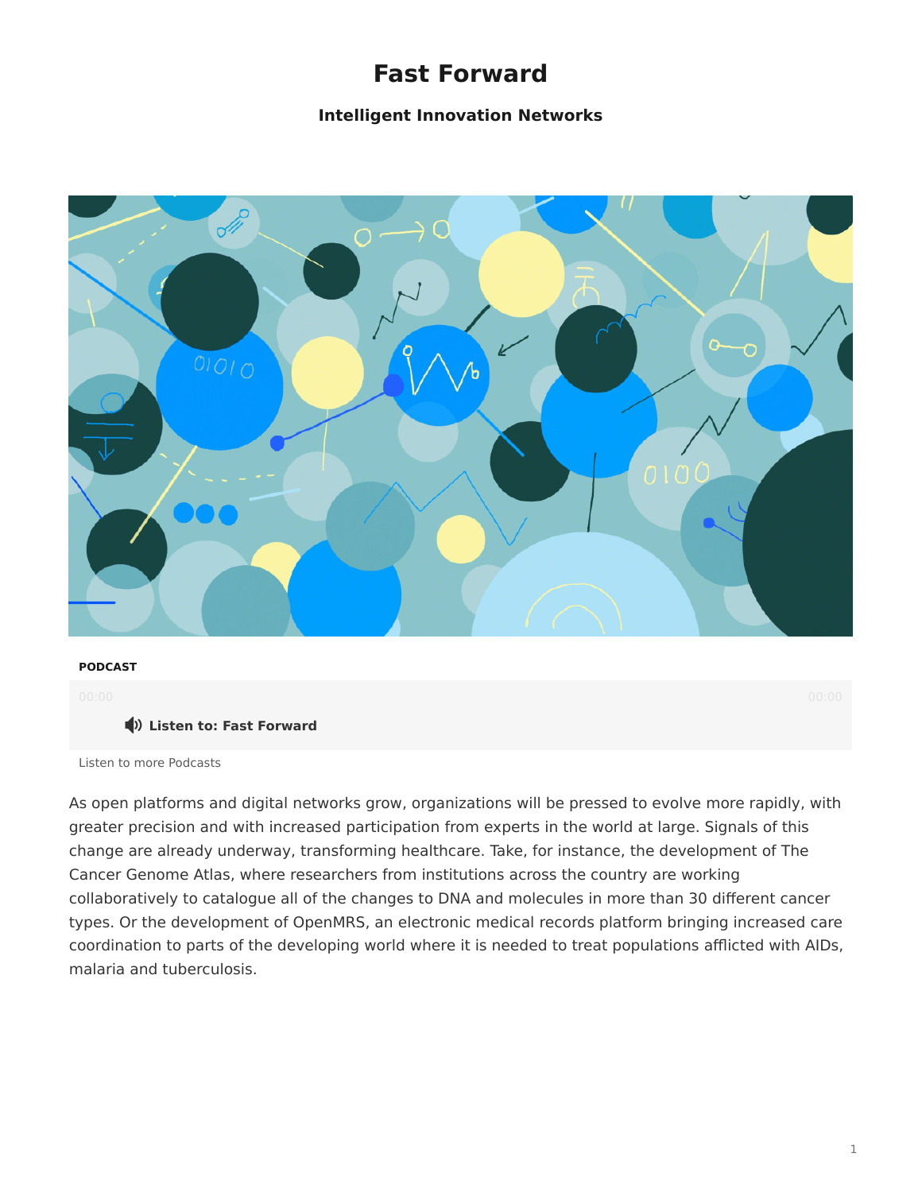# Fast Forward

### Intelligent Innovation Networks

**PODCAST**

00:00 00:00

**Listen to: Fast Forward**

Listen to more Podcasts

As open platforms and digital networks grow, organizations will be pressed to evolve more rapidly, with greater precision and with increased participation from experts in the world at large. Signals of this change are already underway, transforming healthcare. Take, for instance, the development of The Cancer Genome Atlas, where researchers from institutions across the country are working collaboratively to catalogue all of the changes to DNA and molecules in more than 30 different cancer types. Or the development of OpenMRS, an electronic medical records platform bringing increased care coordination to parts of the developing world where it is needed to treat populations afflicted with AIDs, malaria and tuberculosis.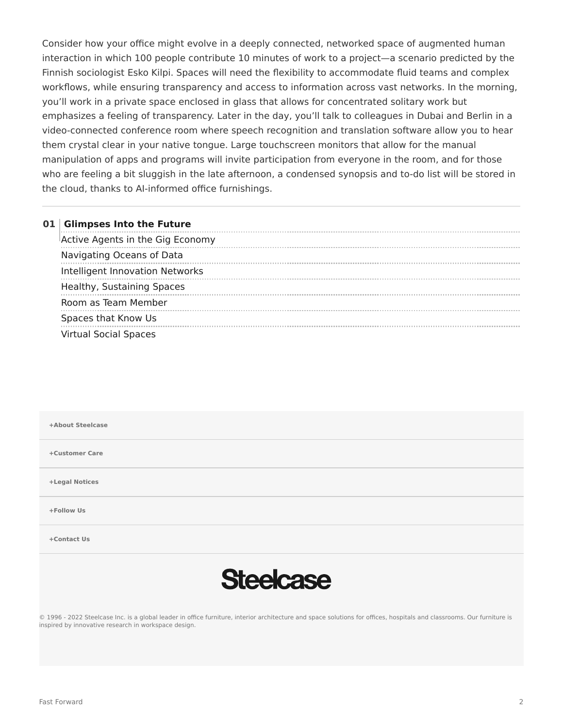Consider how your office might evolve in a deeply connected, networked space of augmented human interaction in which 100 people contribute 10 minutes of work to a project—a scenario predicted by the Finnish sociologist Esko Kilpi. Spaces will need the flexibility to accommodate fluid teams and complex workflows, while ensuring transparency and access to information across vast networks. In the morning, you'll work in a private space enclosed in glass that allows for concentrated solitary work but emphasizes a feeling of transparency. Later in the day, you'll talk to colleagues in Dubai and Berlin in a video-connected conference room where speech recognition and translation software allow you to hear them crystal clear in your native tongue. Large touchscreen monitors that allow for the manual manipulation of apps and programs will invite participation from everyone in the room, and for those who are feeling a bit sluggish in the late afternoon, a condensed synopsis and to-do list will be stored in the cloud, thanks to AI-informed office furnishings.

---

**01 Glimpses Into the Future**

- Active Agents in the Gig Economy
- Navigating Oceans of Data
- Intelligent Innovation Networks
- Healthy, Sustaining Spaces
- Room as Team Member
- Spaces that Know Us
- Virtual Social Spaces

+About Steelcase

+Customer Care

+Legal Notices

+Follow Us

+Contact Us

Steelcase

© 1996 - 2022 Steelcase Inc. is a global leader in office furniture, interior architecture and space solutions for offices, hospitals and classrooms. Our furniture is inspired by innovative research in workspace design.